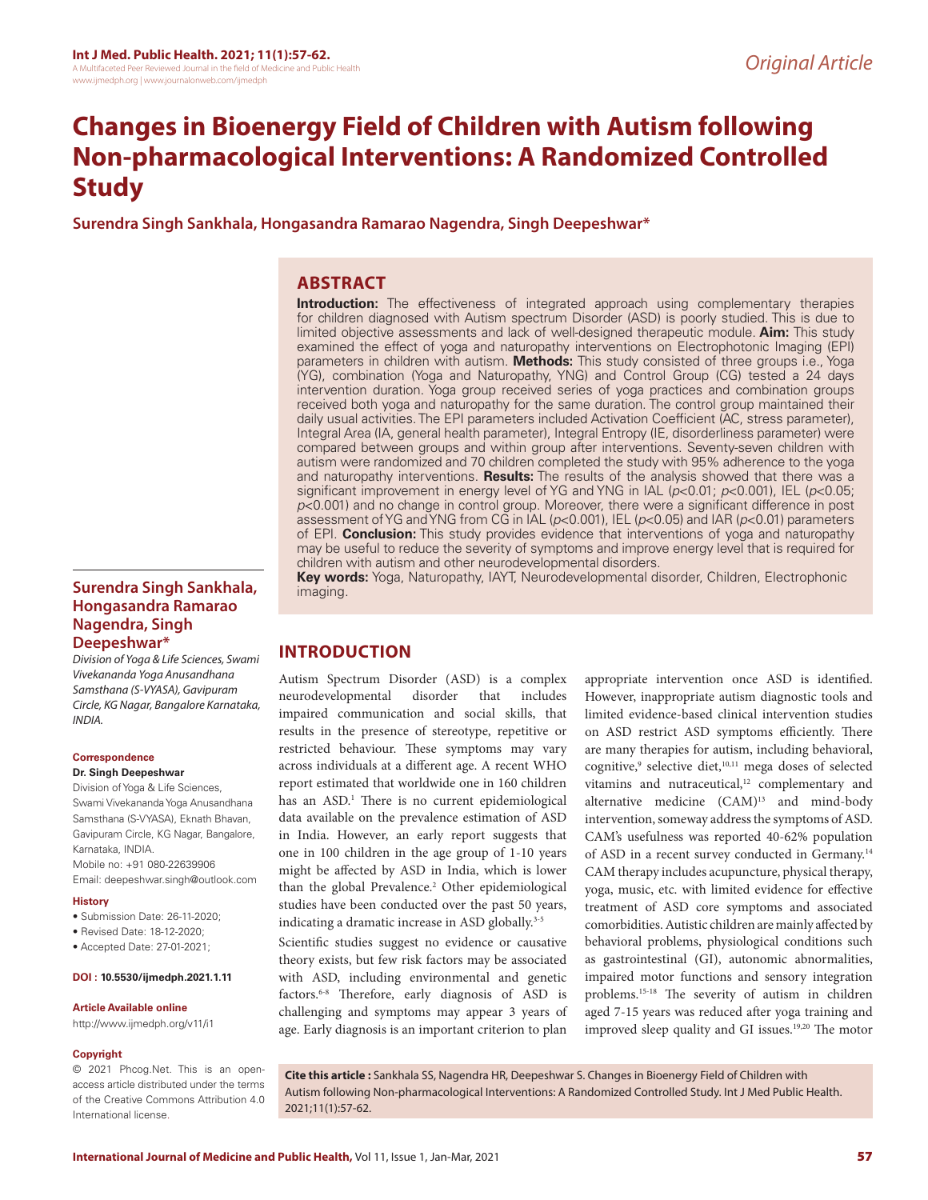Original Article

# Changes in Bioenergy Field of Children with Autism following Non-pharmacological Interventions: A Randomized Controlled Study

**Surendra Singh Sankhala, Hongasandra Ramarao Nagendra, Singh Deepeshwar***

## ABSTRACT

**Introduction:** The effectiveness of integrated approach using complementary therapies for children diagnosed with Autism spectrum Disorder (ASD) is poorly studied. This is due to limited objective assessments and lack of well-designed therapeutic module. **Aim:** This study examined the effect of yoga and naturopathy interventions on Electrophotonic Imaging (EPI) parameters in children with autism. **Methods:** This study consisted of three groups i.e., Yoga (YG), combination (Yoga and Naturopathy, YNG) and Control Group (CG) tested a 24 days intervention duration. Yoga group received series of yoga practices and combination groups received both yoga and naturopathy for the same duration. The control group maintained their daily usual activities. The EPI parameters included Activation Coefficient (AC, stress parameter), Integral Area (IA, general health parameter), Integral Entropy (IE, disorderliness parameter) were compared between groups and within group after interventions. Seventy-seven children with autism were randomized and 70 children completed the study with 95% adherence to the yoga and naturopathy interventions. **Results:** The results of the analysis showed that there was a significant improvement in energy level of YG and YNG in IAL ($p<0.01$; $p<0.001$), IEL ($p<0.05$; $p<0.001$) and no change in control group. Moreover, there were a significant difference in post assessment of YG and YNG from CG in IAL ($p<0.001$), IEL ($p<0.05$) and IAR ($p<0.01$) parameters of EPI. **Conclusion:** This study provides evidence that interventions of yoga and naturopathy may be useful to reduce the severity of symptoms and improve energy level that is required for children with autism and other neurodevelopmental disorders.

**Key words:** Yoga, Naturopathy, IAYT, Neurodevelopmental disorder, Children, Electrophonic imaging.

**Surendra Singh Sankhala, Hongasandra Ramarao Nagendra, Singh Deepeshwar***

*Division of Yoga & Life Sciences, Swami Vivekananda Yoga Anusandhana Samsthana (S-VYASA), Gavipuram Circle, KG Nagar, Bangalore Karnataka, INDIA.*

**Correspondence**

**Dr. Singh Deepeshwar**

Division of Yoga & Life Sciences, Swami Vivekananda Yoga Anusandhana Samsthana (S-VYASA), Eknath Bhavan, Gavipuram Circle, KG Nagar, Bangalore, Karnataka, INDIA.

Mobile no: +91 080-22639906

Email: deepeshwar.singh@outlook.com

**History**

- Submission Date: 26-11-2020;
- Revised Date: 18-12-2020;
- Accepted Date: 27-01-2021;

**DOI : 10.5530/ijmedph.2021.1.11**

**Article Available online**

http://www.ijmedph.org/v11/i1

**Copyright**

© 2021 Phcog.Net. This is an open-access article distributed under the terms of the Creative Commons Attribution 4.0 International license.

## INTRODUCTION

Autism Spectrum Disorder (ASD) is a complex neurodevelopmental disorder that includes impaired communication and social skills, that results in the presence of stereotype, repetitive or restricted behaviour. These symptoms may vary across individuals at a different age. A recent WHO report estimated that worldwide one in 160 children has an ASD.[1] There is no current epidemiological data available on the prevalence estimation of ASD in India. However, an early report suggests that one in 100 children in the age group of 1-10 years might be affected by ASD in India, which is lower than the global Prevalence.[2] Other epidemiological studies have been conducted over the past 50 years, indicating a dramatic increase in ASD globally.[3-5]

Scientific studies suggest no evidence or causative theory exists, but few risk factors may be associated with ASD, including environmental and genetic factors.[6-8] Therefore, early diagnosis of ASD is challenging and symptoms may appear 3 years of age. Early diagnosis is an important criterion to plan appropriate intervention once ASD is identified. However, inappropriate autism diagnostic tools and limited evidence-based clinical intervention studies on ASD restrict ASD symptoms efficiently. There are many therapies for autism, including behavioral, cognitive,[9] selective diet,[10,11] mega doses of selected vitamins and nutraceutical,[12] complementary and alternative medicine (CAM)[13] and mind-body intervention, someway address the symptoms of ASD. CAM's usefulness was reported 40-62% population of ASD in a recent survey conducted in Germany.[14] CAM therapy includes acupuncture, physical therapy, yoga, music, etc. with limited evidence for effective treatment of ASD core symptoms and associated comorbidities. Autistic children are mainly affected by behavioral problems, physiological conditions such as gastrointestinal (GI), autonomic abnormalities, impaired motor functions and sensory integration problems.[15-18] The severity of autism in children aged 7-15 years was reduced after yoga training and improved sleep quality and GI issues.[19,20] The motor

**Cite this article :** Sankhala SS, Nagendra HR, Deepeshwar S. Changes in Bioenergy Field of Children with Autism following Non-pharmacological Interventions: A Randomized Controlled Study. Int J Med Public Health. 2021;11(1):57-62.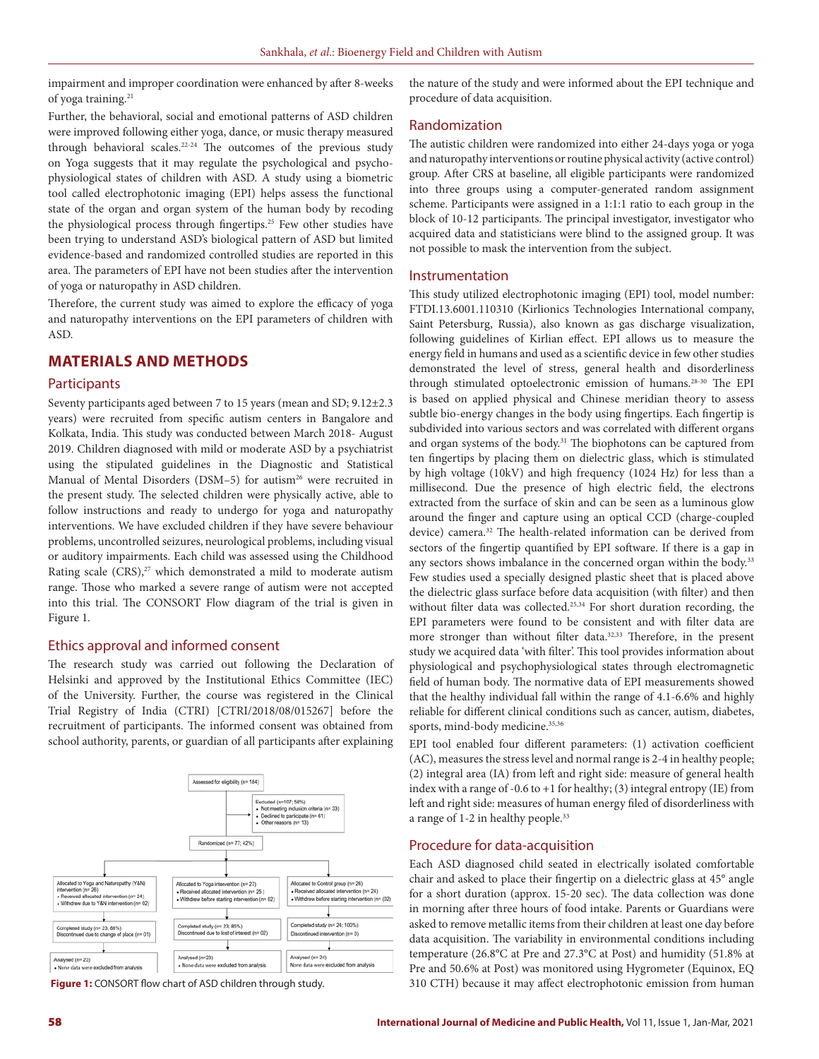impairment and improper coordination were enhanced by after 8-weeks of yoga training.[21]

Further, the behavioral, social and emotional patterns of ASD children were improved following either yoga, dance, or music therapy measured through behavioral scales.[22-24] The outcomes of the previous study on Yoga suggests that it may regulate the psychological and psycho-physiological states of children with ASD. A study using a biometric tool called electrophotonic imaging (EPI) helps assess the functional state of the organ and organ system of the human body by recoding the physiological process through fingertips.[25] Few other studies have been trying to understand ASD's biological pattern of ASD but limited evidence-based and randomized controlled studies are reported in this area. The parameters of EPI have not been studies after the intervention of yoga or naturopathy in ASD children.

Therefore, the current study was aimed to explore the efficacy of yoga and naturopathy interventions on the EPI parameters of children with ASD.

## MATERIALS AND METHODS

### Participants

Seventy participants aged between 7 to 15 years (mean and SD; 9.12±2.3 years) were recruited from specific autism centers in Bangalore and Kolkata, India. This study was conducted between March 2018- August 2019. Children diagnosed with mild or moderate ASD by a psychiatrist using the stipulated guidelines in the Diagnostic and Statistical Manual of Mental Disorders (DSM–5) for autism[26] were recruited in the present study. The selected children were physically active, able to follow instructions and ready to undergo for yoga and naturopathy interventions. We have excluded children if they have severe behaviour problems, uncontrolled seizures, neurological problems, including visual or auditory impairments. Each child was assessed using the Childhood Rating scale (CRS),[27] which demonstrated a mild to moderate autism range. Those who marked a severe range of autism were not accepted into this trial. The CONSORT Flow diagram of the trial is given in Figure 1.

### Ethics approval and informed consent

The research study was carried out following the Declaration of Helsinki and approved by the Institutional Ethics Committee (IEC) of the University. Further, the course was registered in the Clinical Trial Registry of India (CTRI) [CTRI/2018/08/015267] before the recruitment of participants. The informed consent was obtained from school authority, parents, or guardian of all participants after explaining the nature of the study and were informed about the EPI technique and procedure of data acquisition.

- Assessed for eligibility (n= 184)
- Excluded (n=107; 58%)
  - Not meeting inclusion criteria (n= 33)
  - Declined to participate (n= 61)
  - Other reasons (n= 13)
- Randomized (n= 77; 42%)
- Allocated to Yoga and Naturopathy (Y&N) intervention (n= 26)
  - Received allocated intervention (n= 24)
  - Withdrew due to Y&N intervention (n= 02)
  - Completed study (n= 23; 88%); Discontinued due to change of place (n= 01)
  - Analysed (n= 23); None data were excluded from analysis
- Allocated to Yoga intervention (n= 27)
  - Received allocated intervention (n= 25)
  - Withdrew before starting intervention (n= 02)
  - Completed study (n= 23; 85%); Discontinued due to lost of interest (n= 02)
  - Analysed (n=23); None data were excluded from analysis
- Allocated to Control group (n= 26)
  - Received allocated intervention (n= 24)
  - Withdrew before starting intervention (n= 02)
  - Completed study (n= 24; 100%); Discontinued intervention (n= 0)
  - Analysed (n= 24); None data were excluded from analysis

**Figure 1:** CONSORT flow chart of ASD children through study.

### Randomization

The autistic children were randomized into either 24-days yoga or yoga and naturopathy interventions or routine physical activity (active control) group. After CRS at baseline, all eligible participants were randomized into three groups using a computer-generated random assignment scheme. Participants were assigned in a 1:1:1 ratio to each group in the block of 10-12 participants. The principal investigator, investigator who acquired data and statisticians were blind to the assigned group. It was not possible to mask the intervention from the subject.

### Instrumentation

This study utilized electrophotonic imaging (EPI) tool, model number: FTDI.13.6001.110310 (Kirlionics Technologies International company, Saint Petersburg, Russia), also known as gas discharge visualization, following guidelines of Kirlian effect. EPI allows us to measure the energy field in humans and used as a scientific device in few other studies demonstrated the level of stress, general health and disorderliness through stimulated optoelectronic emission of humans.[28-30] The EPI is based on applied physical and Chinese meridian theory to assess subtle bio-energy changes in the body using fingertips. Each fingertip is subdivided into various sectors and was correlated with different organs and organ systems of the body.[31] The biophotons can be captured from ten fingertips by placing them on dielectric glass, which is stimulated by high voltage (10kV) and high frequency (1024 Hz) for less than a millisecond. Due the presence of high electric field, the electrons extracted from the surface of skin and can be seen as a luminous glow around the finger and capture using an optical CCD (charge-coupled device) camera.[32] The health-related information can be derived from sectors of the fingertip quantified by EPI software. If there is a gap in any sectors shows imbalance in the concerned organ within the body.[33] Few studies used a specially designed plastic sheet that is placed above the dielectric glass surface before data acquisition (with filter) and then without filter data was collected.[25,34] For short duration recording, the EPI parameters were found to be consistent and with filter data are more stronger than without filter data.[32,33] Therefore, in the present study we acquired data 'with filter'. This tool provides information about physiological and psychophysiological states through electromagnetic field of human body. The normative data of EPI measurements showed that the healthy individual fall within the range of 4.1-6.6% and highly reliable for different clinical conditions such as cancer, autism, diabetes, sports, mind-body medicine.[35,36]

EPI tool enabled four different parameters: (1) activation coefficient (AC), measures the stress level and normal range is 2-4 in healthy people; (2) integral area (IA) from left and right side: measure of general health index with a range of -0.6 to +1 for healthy; (3) integral entropy (IE) from left and right side: measures of human energy filed of disorderliness with a range of 1-2 in healthy people.[33]

### Procedure for data-acquisition

Each ASD diagnosed child seated in electrically isolated comfortable chair and asked to place their fingertip on a dielectric glass at 45° angle for a short duration (approx. 15-20 sec). The data collection was done in morning after three hours of food intake. Parents or Guardians were asked to remove metallic items from their children at least one day before data acquisition. The variability in environmental conditions including temperature (26.8°C at Pre and 27.3°C at Post) and humidity (51.8% at Pre and 50.6% at Post) was monitored using Hygrometer (Equinox, EQ 310 CTH) because it may affect electrophotonic emission from human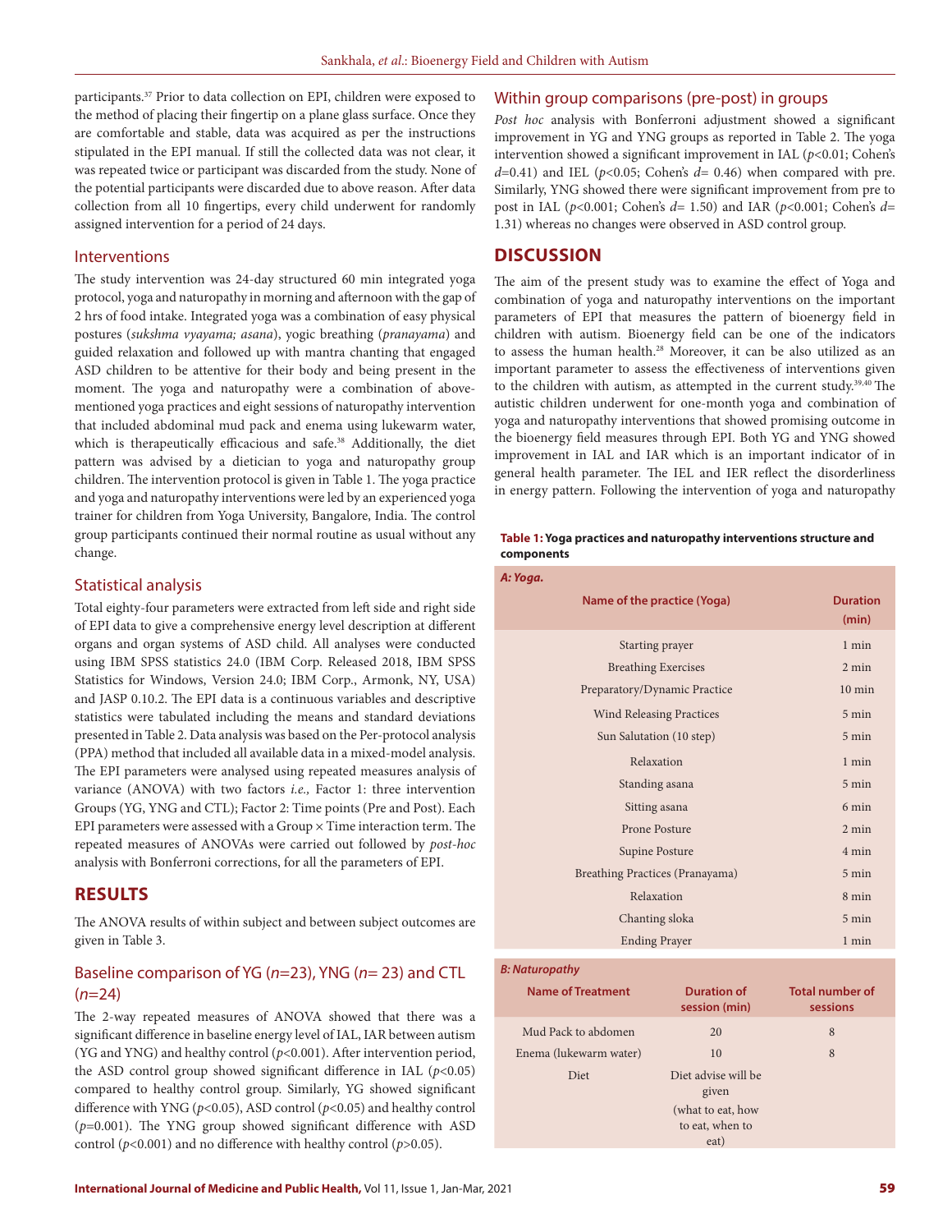participants.[37] Prior to data collection on EPI, children were exposed to the method of placing their fingertip on a plane glass surface. Once they are comfortable and stable, data was acquired as per the instructions stipulated in the EPI manual. If still the collected data was not clear, it was repeated twice or participant was discarded from the study. None of the potential participants were discarded due to above reason. After data collection from all 10 fingertips, every child underwent for randomly assigned intervention for a period of 24 days.

### Interventions

The study intervention was 24-day structured 60 min integrated yoga protocol, yoga and naturopathy in morning and afternoon with the gap of 2 hrs of food intake. Integrated yoga was a combination of easy physical postures (*sukshma vyayama; asana*), yogic breathing (*pranayama*) and guided relaxation and followed up with mantra chanting that engaged ASD children to be attentive for their body and being present in the moment. The yoga and naturopathy were a combination of above-mentioned yoga practices and eight sessions of naturopathy intervention that included abdominal mud pack and enema using lukewarm water, which is therapeutically efficacious and safe.[38] Additionally, the diet pattern was advised by a dietician to yoga and naturopathy group children. The intervention protocol is given in Table 1. The yoga practice and yoga and naturopathy interventions were led by an experienced yoga trainer for children from Yoga University, Bangalore, India. The control group participants continued their normal routine as usual without any change.

### Statistical analysis

Total eighty-four parameters were extracted from left side and right side of EPI data to give a comprehensive energy level description at different organs and organ systems of ASD child. All analyses were conducted using IBM SPSS statistics 24.0 (IBM Corp. Released 2018, IBM SPSS Statistics for Windows, Version 24.0; IBM Corp., Armonk, NY, USA) and JASP 0.10.2. The EPI data is a continuous variables and descriptive statistics were tabulated including the means and standard deviations presented in Table 2. Data analysis was based on the Per-protocol analysis (PPA) method that included all available data in a mixed-model analysis. The EPI parameters were analysed using repeated measures analysis of variance (ANOVA) with two factors *i.e.,* Factor 1: three intervention Groups (YG, YNG and CTL); Factor 2: Time points (Pre and Post). Each EPI parameters were assessed with a Group × Time interaction term. The repeated measures of ANOVAs were carried out followed by *post-hoc* analysis with Bonferroni corrections, for all the parameters of EPI.

## RESULTS

The ANOVA results of within subject and between subject outcomes are given in Table 3.

### Baseline comparison of YG ($n$=23), YNG ($n$= 23) and CTL ($n$=24)

The 2-way repeated measures of ANOVA showed that there was a significant difference in baseline energy level of IAL, IAR between autism (YG and YNG) and healthy control ($p$<0.001). After intervention period, the ASD control group showed significant difference in IAL ($p$<0.05) compared to healthy control group. Similarly, YG showed significant difference with YNG ($p$<0.05), ASD control ($p$<0.05) and healthy control ($p$=0.001). The YNG group showed significant difference with ASD control ($p$<0.001) and no difference with healthy control ($p$>0.05).

### Within group comparisons (pre-post) in groups

*Post hoc* analysis with Bonferroni adjustment showed a significant improvement in YG and YNG groups as reported in Table 2. The yoga intervention showed a significant improvement in IAL ($p$<0.01; Cohen's $d$=0.41) and IEL ($p$<0.05; Cohen's $d$= 0.46) when compared with pre. Similarly, YNG showed there were significant improvement from pre to post in IAL ($p$<0.001; Cohen's $d$= 1.50) and IAR ($p$<0.001; Cohen's $d$= 1.31) whereas no changes were observed in ASD control group.

## DISCUSSION

The aim of the present study was to examine the effect of Yoga and combination of yoga and naturopathy interventions on the important parameters of EPI that measures the pattern of bioenergy field in children with autism. Bioenergy field can be one of the indicators to assess the human health.[28] Moreover, it can be also utilized as an important parameter to assess the effectiveness of interventions given to the children with autism, as attempted in the current study.[39,40] The autistic children underwent for one-month yoga and combination of yoga and naturopathy interventions that showed promising outcome in the bioenergy field measures through EPI. Both YG and YNG showed improvement in IAL and IAR which is an important indicator of in general health parameter. The IEL and IER reflect the disorderliness in energy pattern. Following the intervention of yoga and naturopathy

**Table 1: Yoga practices and naturopathy interventions structure and components**

***A: Yoga.***

| Name of the practice (Yoga) | Duration (min) |
|---|---|
| Starting prayer | 1 min |
| Breathing Exercises | 2 min |
| Preparatory/Dynamic Practice | 10 min |
| Wind Releasing Practices | 5 min |
| Sun Salutation (10 step) | 5 min |
| Relaxation | 1 min |
| Standing asana | 5 min |
| Sitting asana | 6 min |
| Prone Posture | 2 min |
| Supine Posture | 4 min |
| Breathing Practices (Pranayama) | 5 min |
| Relaxation | 8 min |
| Chanting sloka | 5 min |
| Ending Prayer | 1 min |

***B: Naturopathy***

| Name of Treatment | Duration of session (min) | Total number of sessions |
|---|---|---|
| Mud Pack to abdomen | 20 | 8 |
| Enema (lukewarm water) | 10 | 8 |
| Diet | Diet advise will be given (what to eat, how to eat, when to eat) | |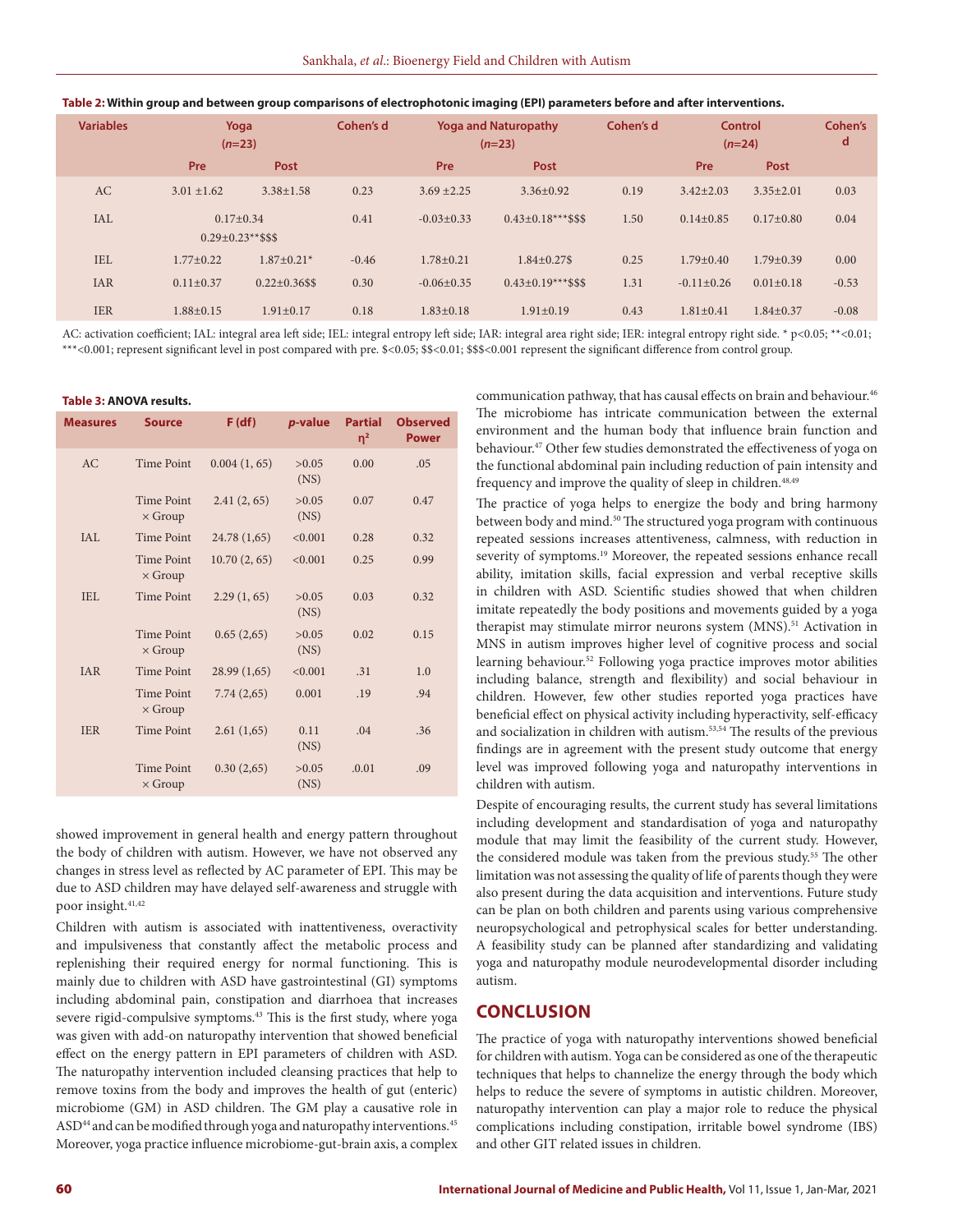**Table 2: Within group and between group comparisons of electrophotonic imaging (EPI) parameters before and after interventions.**

| Variables | Yoga (*n*=23) | | Cohen's d | Yoga and Naturopathy (*n*=23) | | Cohen's d | Control (*n*=24) | | Cohen's d |
|---|---|---|---|---|---|---|---|---|---|
| | Pre | Post | | Pre | Post | | Pre | Post | |
| AC | 3.01 ±1.62 | 3.38±1.58 | 0.23 | 3.69 ±2.25 | 3.36±0.92 | 0.19 | 3.42±2.03 | 3.35±2.01 | 0.03 |
| IAL | 0.17±0.34 | 0.29±0.23**$$$ | 0.41 | -0.03±0.33 | 0.43±0.18***$$$ | 1.50 | 0.14±0.85 | 0.17±0.80 | 0.04 |
| IEL | 1.77±0.22 | 1.87±0.21* | -0.46 | 1.78±0.21 | 1.84±0.27$ | 0.25 | 1.79±0.40 | 1.79±0.39 | 0.00 |
| IAR | 0.11±0.37 | 0.22±0.36$$ | 0.30 | -0.06±0.35 | 0.43±0.19***$$$ | 1.31 | -0.11±0.26 | 0.01±0.18 | -0.53 |
| IER | 1.88±0.15 | 1.91±0.17 | 0.18 | 1.83±0.18 | 1.91±0.19 | 0.43 | 1.81±0.41 | 1.84±0.37 | -0.08 |

AC: activation coefficient; IAL: integral area left side; IEL: integral entropy left side; IAR: integral area right side; IER: integral entropy right side. * p<0.05; **<0.01; ***<0.001; represent significant level in post compared with pre. $<0.05; $$<0.01; $$$<0.001 represent the significant difference from control group.

**Table 3: ANOVA results.**

| Measures | Source | F (df) | *p*-value | Partial η² | Observed Power |
|---|---|---|---|---|---|
| AC | Time Point | 0.004 (1, 65) | >0.05 (NS) | 0.00 | .05 |
| | Time Point × Group | 2.41 (2, 65) | >0.05 (NS) | 0.07 | 0.47 |
| IAL | Time Point | 24.78 (1,65) | <0.001 | 0.28 | 0.32 |
| | Time Point × Group | 10.70 (2, 65) | <0.001 | 0.25 | 0.99 |
| IEL | Time Point | 2.29 (1, 65) | >0.05 (NS) | 0.03 | 0.32 |
| | Time Point × Group | 0.65 (2,65) | >0.05 (NS) | 0.02 | 0.15 |
| IAR | Time Point | 28.99 (1,65) | <0.001 | .31 | 1.0 |
| | Time Point × Group | 7.74 (2,65) | 0.001 | .19 | .94 |
| IER | Time Point | 2.61 (1,65) | 0.11 (NS) | .04 | .36 |
| | Time Point × Group | 0.30 (2,65) | >0.05 (NS) | .0.01 | .09 |

showed improvement in general health and energy pattern throughout the body of children with autism. However, we have not observed any changes in stress level as reflected by AC parameter of EPI. This may be due to ASD children may have delayed self-awareness and struggle with poor insight.[41,42]

Children with autism is associated with inattentiveness, overactivity and impulsiveness that constantly affect the metabolic process and replenishing their required energy for normal functioning. This is mainly due to children with ASD have gastrointestinal (GI) symptoms including abdominal pain, constipation and diarrhoea that increases severe rigid-compulsive symptoms.[43] This is the first study, where yoga was given with add-on naturopathy intervention that showed beneficial effect on the energy pattern in EPI parameters of children with ASD. The naturopathy intervention included cleansing practices that help to remove toxins from the body and improves the health of gut (enteric) microbiome (GM) in ASD children. The GM play a causative role in ASD[44] and can be modified through yoga and naturopathy interventions.[45] Moreover, yoga practice influence microbiome-gut-brain axis, a complex communication pathway, that has causal effects on brain and behaviour.[46] The microbiome has intricate communication between the external environment and the human body that influence brain function and behaviour.[47] Other few studies demonstrated the effectiveness of yoga on the functional abdominal pain including reduction of pain intensity and frequency and improve the quality of sleep in children.[48,49]

The practice of yoga helps to energize the body and bring harmony between body and mind.[50] The structured yoga program with continuous repeated sessions increases attentiveness, calmness, with reduction in severity of symptoms.[19] Moreover, the repeated sessions enhance recall ability, imitation skills, facial expression and verbal receptive skills in children with ASD. Scientific studies showed that when children imitate repeatedly the body positions and movements guided by a yoga therapist may stimulate mirror neurons system (MNS).[51] Activation in MNS in autism improves higher level of cognitive process and social learning behaviour.[52] Following yoga practice improves motor abilities including balance, strength and flexibility) and social behaviour in children. However, few other studies reported yoga practices have beneficial effect on physical activity including hyperactivity, self-efficacy and socialization in children with autism.[53,54] The results of the previous findings are in agreement with the present study outcome that energy level was improved following yoga and naturopathy interventions in children with autism.

Despite of encouraging results, the current study has several limitations including development and standardisation of yoga and naturopathy module that may limit the feasibility of the current study. However, the considered module was taken from the previous study.[55] The other limitation was not assessing the quality of life of parents though they were also present during the data acquisition and interventions. Future study can be plan on both children and parents using various comprehensive neuropsychological and petrophysical scales for better understanding. A feasibility study can be planned after standardizing and validating yoga and naturopathy module neurodevelopmental disorder including autism.

## CONCLUSION

The practice of yoga with naturopathy interventions showed beneficial for children with autism. Yoga can be considered as one of the therapeutic techniques that helps to channelize the energy through the body which helps to reduce the severe of symptoms in autistic children. Moreover, naturopathy intervention can play a major role to reduce the physical complications including constipation, irritable bowel syndrome (IBS) and other GIT related issues in children.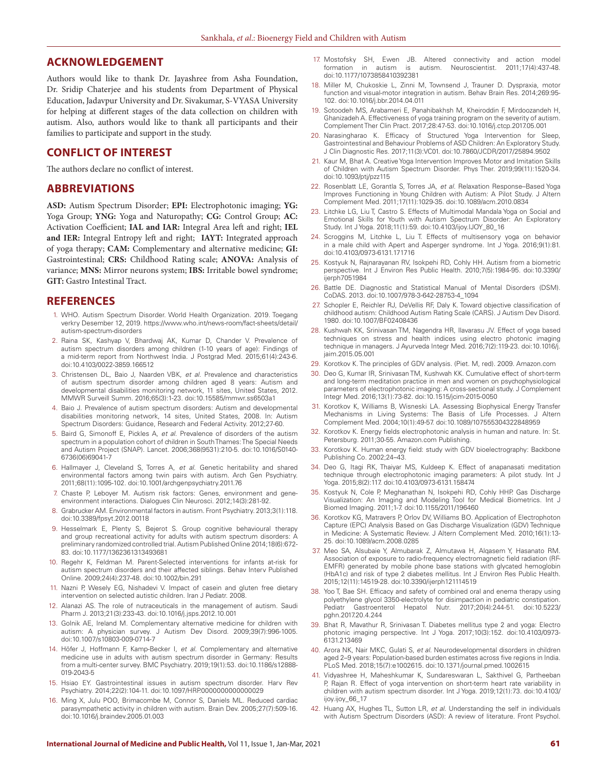## ACKNOWLEDGEMENT

Authors would like to thank Dr. Jayashree from Asha Foundation, Dr. Sridip Chaterjee and his students from Department of Physical Education, Jadavpur University and Dr. Sivakumar, S-VYASA University for helping at different stages of the data collection on children with autism. Also, authors would like to thank all participants and their families to participate and support in the study.

## CONFLICT OF INTEREST

The authors declare no conflict of interest.

## ABBREVIATIONS

**ASD:** Autism Spectrum Disorder; **EPI:** Electrophotonic imaging; **YG:** Yoga Group; **YNG:** Yoga and Naturopathy; **CG:** Control Group; **AC:** Activation Coefficient; **IAL and IAR:** Integral Area left and right; **IEL and IER:** Integral Entropy left and right; **IAYT:** Integrated approach of yoga therapy; **CAM:** Complementary and alternative medicine; **GI:** Gastrointestinal; **CRS:** Childhood Rating scale; **ANOVA:** Analysis of variance; **MNS:** Mirror neurons system; **IBS:** Irritable bowel syndrome; **GIT:** Gastro Intestinal Tract.

## REFERENCES

1. WHO. Autism Spectrum Disorder. World Health Organization. 2019. Toegang verkry Desember 12, 2019. https://www.who.int/news-room/fact-sheets/detail/autism-spectrum-disorders
2. Raina SK, Kashyap V, Bhardwaj AK, Kumar D, Chander V. Prevalence of autism spectrum disorders among children (1-10 years of age): Findings of a mid-term report from Northwest India. J Postgrad Med. 2015;61(4):243-6. doi:10.4103/0022-3859.166512
3. Christensen DL, Baio J, Naarden VBK, *et al.* Prevalence and characteristics of autism spectrum disorder among children aged 8 years: Autism and developmental disabilities monitoring network, 11 sites, United States, 2012. MMWR Surveill Summ. 2016;65(3):1-23. doi:10.15585/mmwr.ss6503a1
4. Baio J. Prevalence of autism spectrum disorders: Autism and developmental disabilities monitoring network, 14 sites, United States, 2008. In: Autism Spectrum Disorders: Guidance, Research and Federal Activity. 2012;27-60.
5. Baird G, Simonoff E, Pickles A, *et al.* Prevalence of disorders of the autism spectrum in a population cohort of children in South Thames: The Special Needs and Autism Project (SNAP). Lancet. 2006;368(9531):210-5. doi:10.1016/S0140-6736(06)69041-7
6. Hallmayer J, Cleveland S, Torres A, *et al.* Genetic heritability and shared environmental factors among twin pairs with autism. Arch Gen Psychiatry. 2011;68(11):1095-102. doi:10.1001/archgenpsychiatry.2011.76
7. Chaste P, Leboyer M. Autism risk factors: Genes, environment and gene-environment interactions. Dialogues Clin Neurosci. 2012;14(3):281-92.
8. Grabrucker AM. Environmental factors in autism. Front Psychiatry. 2013;3(1):118. doi:10.3389/fpsyt.2012.00118
9. Hesselmark E, Plenty S, Bejerot S. Group cognitive behavioural therapy and group recreational activity for adults with autism spectrum disorders: A preliminary randomized controlled trial. Autism Published Online 2014;18(6):672-83. doi:10.1177/1362361313493681
10. Regehr K, Feldman M. Parent-Selected interventions for infants at-risk for autism spectrum disorders and their affected siblings. Behav Interv Published Online. 2009;24(4):237-48. doi:10.1002/bin.291
11. Nazni P, Wesely EG, Nishadevi V. Impact of casein and gluten free dietary intervention on selected autistic children. Iran J Pediatr. 2008.
12. Alanazi AS. The role of nutraceuticals in the management of autism. Saudi Pharm J. 2013;21(3):233-43. doi:10.1016/j.jsps.2012.10.001
13. Golnik AE, Ireland M. Complementary alternative medicine for children with autism: A physician survey. J Autism Dev Disord. 2009;39(7):996-1005. doi:10.1007/s10803-009-0714-7
14. Höfer J, Hoffmann F, Kamp-Becker I, *et al.* Complementary and alternative medicine use in adults with autism spectrum disorder in Germany: Results from a multi-center survey. BMC Psychiatry. 2019;19(1):53. doi:10.1186/s12888-019-2043-5
15. Hsiao EY. Gastrointestinal issues in autism spectrum disorder. Harv Rev Psychiatry. 2014;22(2):104-11. doi:10.1097/HRP.0000000000000029
16. Ming X, Julu POO, Brimacombe M, Connor S, Daniels ML. Reduced cardiac parasympathetic activity in children with autism. Brain Dev. 2005;27(7):509-16. doi:10.1016/j.braindev.2005.01.003
17. Mostofsky SH, Ewen JB. Altered connectivity and action model formation in autism is autism. Neuroscientist. 2011;17(4):437-48. doi:10.1177/1073858410392381
18. Miller M, Chukoskie L, Zinni M, Townsend J, Trauner D. Dyspraxia, motor function and visual-motor integration in autism. Behav Brain Res. 2014;269:95-102. doi:10.1016/j.bbr.2014.04.011
19. Sotoodeh MS, Arabameri E, Panahibakhsh M, Kheiroddin F, Mirdoozandeh H, Ghanizadeh A. Effectiveness of yoga training program on the severity of autism. Complement Ther Clin Pract. 2017;28:47-53. doi:10.1016/j.ctcp.2017.05.001
20. Narasingharao K. Efficacy of Structured Yoga Intervention for Sleep, Gastrointestinal and Behaviour Problems of ASD Children: An Exploratory Study. J Clin Diagnostic Res. 2017;11(3):VC01. doi:10.7860/JCDR/2017/25894.9502
21. Kaur M, Bhat A. Creative Yoga Intervention Improves Motor and Imitation Skills of Children with Autism Spectrum Disorder. Phys Ther. 2019;99(11):1520-34. doi:10.1093/ptj/pzz115
22. Rosenblatt LE, Gorantla S, Torres JA, *et al.* Relaxation Response–Based Yoga Improves Functioning in Young Children with Autism: A Pilot Study. J Altern Complement Med. 2011;17(11):1029-35. doi:10.1089/acm.2010.0834
23. Litchke LG, Liu T, Castro S. Effects of Multimodal Mandala Yoga on Social and Emotional Skills for Youth with Autism Spectrum Disorder: An Exploratory Study. Int J Yoga. 2018;11(1):59. doi:10.4103/ijoy.IJOY_80_16
24. Scroggins M, Litchke L, Liu T. Effects of multisensory yoga on behavior in a male child with Apert and Asperger syndrome. Int J Yoga. 2016;9(1):81. doi:10.4103/0973-6131.171716
25. Kostyuk N, Rajnarayanan RV, Isokpehi RD, Cohly HH. Autism from a biometric perspective. Int J Environ Res Public Health. 2010;7(5):1984-95. doi:10.3390/ijerph7051984
26. Battle DE. Diagnostic and Statistical Manual of Mental Disorders (DSM). CoDAS. 2013. doi:10.1007/978-3-642-28753-4_1094
27. Schopler E, Reichler RJ, DeVellis RF, Daly K. Toward objective classification of childhood autism: Childhood Autism Rating Scale (CARS). J Autism Dev Disord. 1980. doi:10.1007/BF02408436
28. Kushwah KK, Srinivasan TM, Nagendra HR, Ilavarasu JV. Effect of yoga based techniques on stress and health indices using electro photonic imaging technique in managers. J Ayurveda Integr Med. 2016;7(2):119-23. doi:10.1016/j.jaim.2015.05.001
29. Korotkov K. The principles of GDV analysis. (Piet. M, red). 2009. Amazon.com
30. Deo G, Kumar IR, Srinivasan TM, Kushwah KK. Cumulative effect of short-term and long-term meditation practice in men and women on psychophysiological parameters of electrophotonic imaging: A cross-sectional study. J Complement Integr Med. 2016;13(1):73-82. doi:10.1515/jcim-2015-0050
31. Korotkov K, Williams B, Wisneski LA. Assessing Biophysical Energy Transfer Mechanisms in Living Systems: The Basis of Life Processes. J Altern Complement Med. 2004;10(1):49-57. doi:10.1089/107555304322848959
32. Korotkov K. Energy fields electrophotonic analysis in human and nature. In: St. Petersburg. 2011;30-55. Amazon.com Publishing.
33. Korotkov K. Human energy field: study with GDV bioelectrography: Backbone Publishing Co. 2002;24–43.
34. Deo G, Itagi RK, Thaiyar MS, Kuldeep K. Effect of anapanasati meditation technique through electrophotonic imaging parameters: A pilot study. Int J Yoga. 2015;8(2):117. doi:10.4103/0973-6131.158474
35. Kostyuk N, Cole P, Meghanathan N, Isokpehi RD, Cohly HHP. Gas Discharge Visualization: An Imaging and Modeling Tool for Medical Biometrics. Int J Biomed Imaging. 2011;1-7. doi:10.1155/2011/196460
36. Korotkov KG, Matravers P, Orlov DV, Williams BO. Application of Electrophoton Capture (EPC) Analysis Based on Gas Discharge Visualization (GDV) Technique in Medicine: A Systematic Review. J Altern Complement Med. 2010;16(1):13-25. doi:10.1089/acm.2008.0285
37. Meo SA, Alsubaie Y, Almubarak Z, Almutawa H, Alqasem Y, Hasanato RM. Association of exposure to radio-frequency electromagnetic field radiation (RF-EMFR) generated by mobile phone base stations with glycated hemoglobin (HbA1c) and risk of type 2 diabetes mellitus. Int J Environ Res Public Health. 2015;12(11):14519-28. doi:10.3390/ijerph121114519
38. Yoo T, Bae SH. Efficacy and safety of combined oral and enema therapy using polyethylene glycol 3350-electrolyte for disimpaction in pediatric constipation. Pediatr Gastroenterol Hepatol Nutr. 2017;20(4):244-51. doi:10.5223/pghn.2017.20.4.244
39. Bhat R, Mavathur R, Srinivasan T. Diabetes mellitus type 2 and yoga: Electro photonic imaging perspective. Int J Yoga. 2017;10(3):152. doi:10.4103/0973-6131.213469
40. Arora NK, Nair MKC, Gulati S, *et al.* Neurodevelopmental disorders in children aged 2–9 years: Population-based burden estimates across five regions in India. PLoS Med. 2018;15(7):e1002615. doi:10.1371/journal.pmed.1002615
41. Vidyashree H, Maheshkumar K, Sundareswaran L, Sakthivel G, Partheeban P, Rajan R. Effect of yoga intervention on short-term heart rate variability in children with autism spectrum disorder. Int J Yoga. 2019;12(1):73. doi:10.4103/ijoy.ijoy_66_17
42. Huang AX, Hughes TL, Sutton LR, *et al.* Understanding the self in individuals with Autism Spectrum Disorders (ASD): A review of literature. Front Psychol.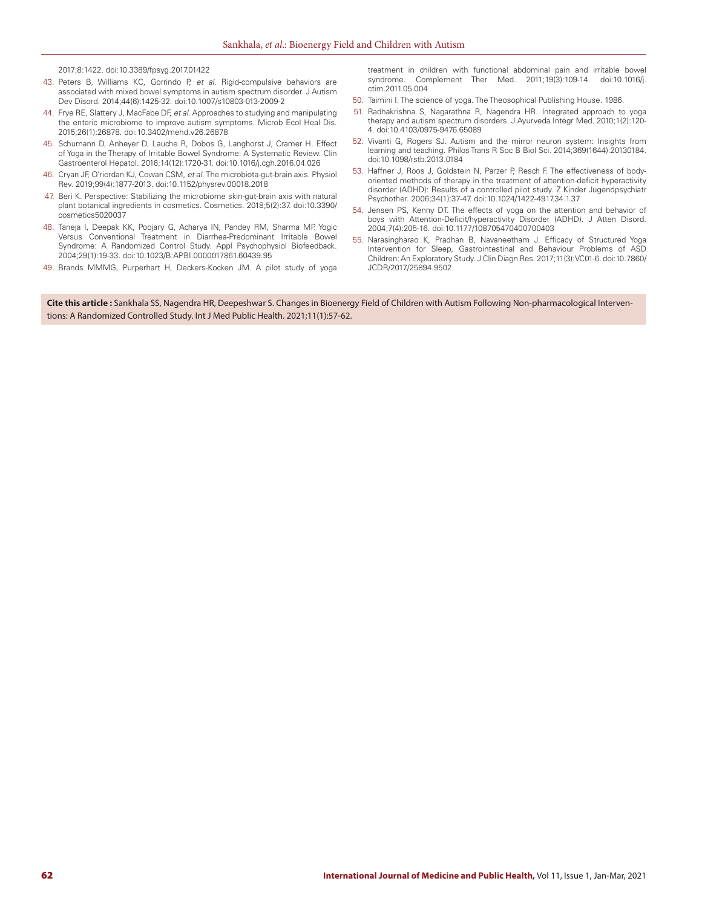2017;8:1422. doi:10.3389/fpsyg.2017.01422

43. Peters B, Williams KC, Gorrindo P, *et al.* Rigid-compulsive behaviors are associated with mixed bowel symptoms in autism spectrum disorder. J Autism Dev Disord. 2014;44(6):1425-32. doi:10.1007/s10803-013-2009-2
44. Frye RE, Slattery J, MacFabe DF, *et al.* Approaches to studying and manipulating the enteric microbiome to improve autism symptoms. Microb Ecol Heal Dis. 2015;26(1):26878. doi:10.3402/mehd.v26.26878
45. Schumann D, Anheyer D, Lauche R, Dobos G, Langhorst J, Cramer H. Effect of Yoga in the Therapy of Irritable Bowel Syndrome: A Systematic Review. Clin Gastroenterol Hepatol. 2016;14(12):1720-31. doi:10.1016/j.cgh.2016.04.026
46. Cryan JF, O'riordan KJ, Cowan CSM, *et al.* The microbiota-gut-brain axis. Physiol Rev. 2019;99(4):1877-2013. doi:10.1152/physrev.00018.2018
47. Beri K. Perspective: Stabilizing the microbiome skin-gut-brain axis with natural plant botanical ingredients in cosmetics. Cosmetics. 2018;5(2):37. doi:10.3390/cosmetics5020037
48. Taneja I, Deepak KK, Poojary G, Acharya IN, Pandey RM, Sharma MP. Yogic Versus Conventional Treatment in Diarrhea-Predominant Irritable Bowel Syndrome: A Randomized Control Study. Appl Psychophysiol Biofeedback. 2004;29(1):19-33. doi:10.1023/B:APBI.0000017861.60439.95
49. Brands MMMG, Purperhart H, Deckers-Kocken JM. A pilot study of yoga treatment in children with functional abdominal pain and irritable bowel syndrome. Complement Ther Med. 2011;19(3):109-14. doi:10.1016/j.ctim.2011.05.004
50. Taimini I. The science of yoga. The Theosophical Publishing House. 1986.
51. Radhakrishna S, Nagarathna R, Nagendra HR. Integrated approach to yoga therapy and autism spectrum disorders. J Ayurveda Integr Med. 2010;1(2):120-4. doi:10.4103/0975-9476.65089
52. Vivanti G, Rogers SJ. Autism and the mirror neuron system: Insights from learning and teaching. Philos Trans R Soc B Biol Sci. 2014;369(1644):20130184. doi:10.1098/rstb.2013.0184
53. Haffner J, Roos J, Goldstein N, Parzer P, Resch F. The effectiveness of body-oriented methods of therapy in the treatment of attention-deficit hyperactivity disorder (ADHD): Results of a controlled pilot study. Z Kinder Jugendpsychiatr Psychother. 2006;34(1):37-47. doi:10.1024/1422-4917.34.1.37
54. Jensen PS, Kenny DT. The effects of yoga on the attention and behavior of boys with Attention-Deficit/hyperactivity Disorder (ADHD). J Atten Disord. 2004;7(4):205-16. doi:10.1177/108705470400700403
55. Narasingharao K, Pradhan B, Navaneetham J. Efficacy of Structured Yoga Intervention for Sleep, Gastrointestinal and Behaviour Problems of ASD Children: An Exploratory Study. J Clin Diagn Res. 2017;11(3):VC01-6. doi:10.7860/JCDR/2017/25894.9502

**Cite this article :** Sankhala SS, Nagendra HR, Deepeshwar S. Changes in Bioenergy Field of Children with Autism Following Non-pharmacological Interventions: A Randomized Controlled Study. Int J Med Public Health. 2021;11(1):57-62.